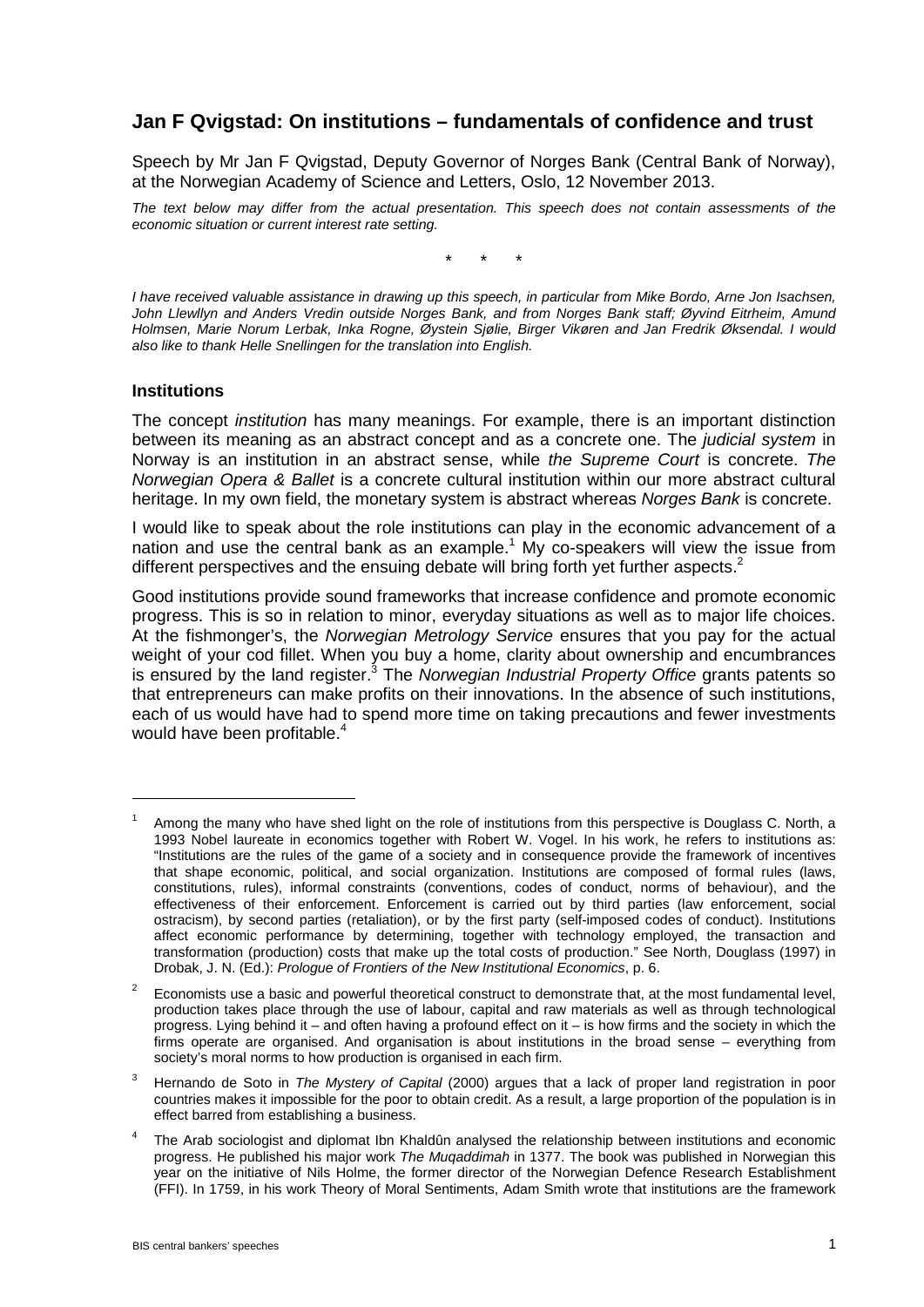## Jan F Qvigstad: On institutions – fundamentals of confidence and trust

Speech by Mr Jan F Qvigstad, Deputy Governor of Norges Bank (Central Bank of Norway), at the Norwegian Academy of Science and Letters, Oslo, 12 November 2013.

*The text below may differ from the actual presentation. This speech does not contain assessments of the economic situation or current interest rate setting.*

\*   \*   \*

*I have received valuable assistance in drawing up this speech, in particular from Mike Bordo, Arne Jon Isachsen, John Llewllyn and Anders Vredin outside Norges Bank, and from Norges Bank staff; Øyvind Eitrheim, Amund Holmsen, Marie Norum Lerbak, Inka Rogne, Øystein Sjølie, Birger Vikøren and Jan Fredrik Øksendal. I would also like to thank Helle Snellingen for the translation into English.*

### Institutions

The concept *institution* has many meanings. For example, there is an important distinction between its meaning as an abstract concept and as a concrete one. The *judicial system* in Norway is an institution in an abstract sense, while *the Supreme Court* is concrete. *The Norwegian Opera & Ballet* is a concrete cultural institution within our more abstract cultural heritage. In my own field, the monetary system is abstract whereas *Norges Bank* is concrete.

I would like to speak about the role institutions can play in the economic advancement of a nation and use the central bank as an example.[1] My co-speakers will view the issue from different perspectives and the ensuing debate will bring forth yet further aspects.[2]

Good institutions provide sound frameworks that increase confidence and promote economic progress. This is so in relation to minor, everyday situations as well as to major life choices. At the fishmonger's, the *Norwegian Metrology Service* ensures that you pay for the actual weight of your cod fillet. When you buy a home, clarity about ownership and encumbrances is ensured by the land register.[3] The *Norwegian Industrial Property Office* grants patents so that entrepreneurs can make profits on their innovations. In the absence of such institutions, each of us would have had to spend more time on taking precautions and fewer investments would have been profitable.[4]

---

[1] Among the many who have shed light on the role of institutions from this perspective is Douglass C. North, a 1993 Nobel laureate in economics together with Robert W. Vogel. In his work, he refers to institutions as: "Institutions are the rules of the game of a society and in consequence provide the framework of incentives that shape economic, political, and social organization. Institutions are composed of formal rules (laws, constitutions, rules), informal constraints (conventions, codes of conduct, norms of behaviour), and the effectiveness of their enforcement. Enforcement is carried out by third parties (law enforcement, social ostracism), by second parties (retaliation), or by the first party (self-imposed codes of conduct). Institutions affect economic performance by determining, together with technology employed, the transaction and transformation (production) costs that make up the total costs of production." See North, Douglass (1997) in Drobak, J. N. (Ed.): *Prologue of Frontiers of the New Institutional Economics*, p. 6.

[2] Economists use a basic and powerful theoretical construct to demonstrate that, at the most fundamental level, production takes place through the use of labour, capital and raw materials as well as through technological progress. Lying behind it – and often having a profound effect on it – is how firms and the society in which the firms operate are organised. And organisation is about institutions in the broad sense – everything from society's moral norms to how production is organised in each firm.

[3] Hernando de Soto in *The Mystery of Capital* (2000) argues that a lack of proper land registration in poor countries makes it impossible for the poor to obtain credit. As a result, a large proportion of the population is in effect barred from establishing a business.

[4] The Arab sociologist and diplomat Ibn Khaldûn analysed the relationship between institutions and economic progress. He published his major work *The Muqaddimah* in 1377. The book was published in Norwegian this year on the initiative of Nils Holme, the former director of the Norwegian Defence Research Establishment (FFI). In 1759, in his work Theory of Moral Sentiments, Adam Smith wrote that institutions are the framework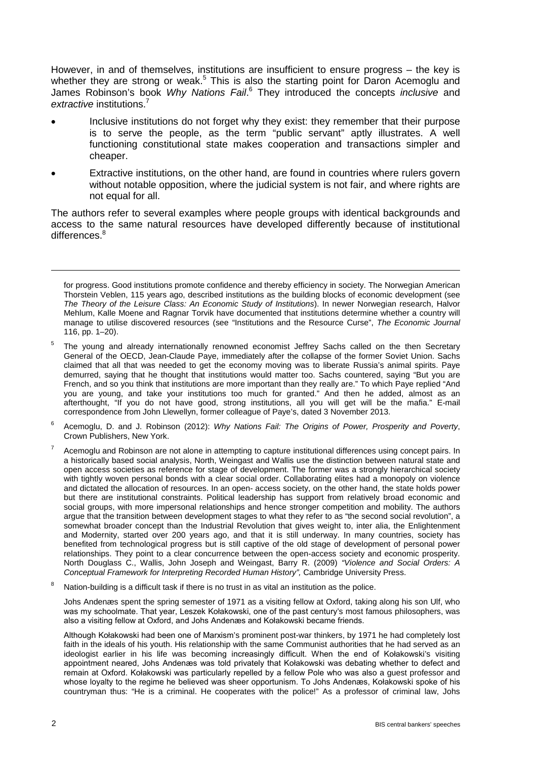However, in and of themselves, institutions are insufficient to ensure progress – the key is whether they are strong or weak.[5] This is also the starting point for Daron Acemoglu and James Robinson's book *Why Nations Fail*.[6] They introduced the concepts *inclusive* and *extractive* institutions.[7]

- Inclusive institutions do not forget why they exist: they remember that their purpose is to serve the people, as the term "public servant" aptly illustrates. A well functioning constitutional state makes cooperation and transactions simpler and cheaper.
- Extractive institutions, on the other hand, are found in countries where rulers govern without notable opposition, where the judicial system is not fair, and where rights are not equal for all.

The authors refer to several examples where people groups with identical backgrounds and access to the same natural resources have developed differently because of institutional differences.[8]

---

for progress. Good institutions promote confidence and thereby efficiency in society. The Norwegian American Thorstein Veblen, 115 years ago, described institutions as the building blocks of economic development (see *The Theory of the Leisure Class: An Economic Study of Institutions*). In newer Norwegian research, Halvor Mehlum, Kalle Moene and Ragnar Torvik have documented that institutions determine whether a country will manage to utilise discovered resources (see "Institutions and the Resource Curse", *The Economic Journal* 116, pp. 1–20).

[5] The young and already internationally renowned economist Jeffrey Sachs called on the then Secretary General of the OECD, Jean-Claude Paye, immediately after the collapse of the former Soviet Union. Sachs claimed that all that was needed to get the economy moving was to liberate Russia's animal spirits. Paye demurred, saying that he thought that institutions would matter too. Sachs countered, saying "But you are French, and so you think that institutions are more important than they really are." To which Paye replied "And you are young, and take your institutions too much for granted." And then he added, almost as an afterthought, "If you do not have good, strong institutions, all you will get will be the mafia." E-mail correspondence from John Llewellyn, former colleague of Paye's, dated 3 November 2013.

[6] Acemoglu, D. and J. Robinson (2012): *Why Nations Fail: The Origins of Power, Prosperity and Poverty*, Crown Publishers, New York.

[7] Acemoglu and Robinson are not alone in attempting to capture institutional differences using concept pairs. In a historically based social analysis, North, Weingast and Wallis use the distinction between natural state and open access societies as reference for stage of development. The former was a strongly hierarchical society with tightly woven personal bonds with a clear social order. Collaborating elites had a monopoly on violence and dictated the allocation of resources. In an open- access society, on the other hand, the state holds power but there are institutional constraints. Political leadership has support from relatively broad economic and social groups, with more impersonal relationships and hence stronger competition and mobility. The authors argue that the transition between development stages to what they refer to as "the second social revolution", a somewhat broader concept than the Industrial Revolution that gives weight to, inter alia, the Enlightenment and Modernity, started over 200 years ago, and that it is still underway. In many countries, society has benefited from technological progress but is still captive of the old stage of development of personal power relationships. They point to a clear concurrence between the open-access society and economic prosperity. North Douglass C., Wallis, John Joseph and Weingast, Barry R. (2009) *"Violence and Social Orders: A Conceptual Framework for Interpreting Recorded Human History",* Cambridge University Press.

[8] Nation-building is a difficult task if there is no trust in as vital an institution as the police.

Johs Andenæs spent the spring semester of 1971 as a visiting fellow at Oxford, taking along his son Ulf, who was my schoolmate. That year, Leszek Kołakowski, one of the past century's most famous philosophers, was also a visiting fellow at Oxford, and Johs Andenæs and Kołakowski became friends.

Although Kołakowski had been one of Marxism's prominent post-war thinkers, by 1971 he had completely lost faith in the ideals of his youth. His relationship with the same Communist authorities that he had served as an ideologist earlier in his life was becoming increasingly difficult. When the end of Kołakowski's visiting appointment neared, Johs Andenæs was told privately that Kołakowski was debating whether to defect and remain at Oxford. Kołakowski was particularly repelled by a fellow Pole who was also a guest professor and whose loyalty to the regime he believed was sheer opportunism. To Johs Andenæs, Kołakowski spoke of his countryman thus: "He is a criminal. He cooperates with the police!" As a professor of criminal law, Johs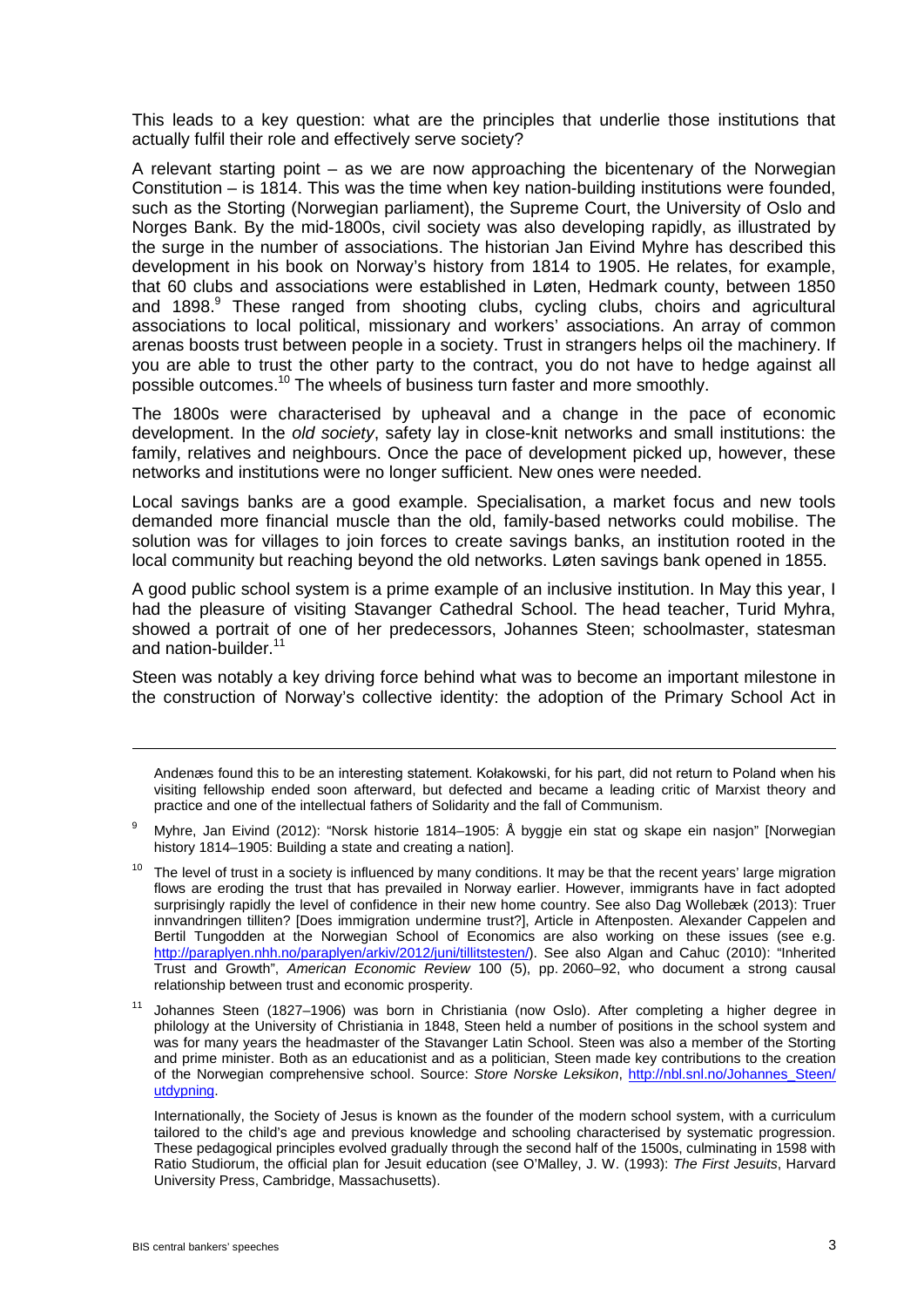This leads to a key question: what are the principles that underlie those institutions that actually fulfil their role and effectively serve society?

A relevant starting point – as we are now approaching the bicentenary of the Norwegian Constitution – is 1814. This was the time when key nation-building institutions were founded, such as the Storting (Norwegian parliament), the Supreme Court, the University of Oslo and Norges Bank. By the mid-1800s, civil society was also developing rapidly, as illustrated by the surge in the number of associations. The historian Jan Eivind Myhre has described this development in his book on Norway's history from 1814 to 1905. He relates, for example, that 60 clubs and associations were established in Løten, Hedmark county, between 1850 and 1898.[9] These ranged from shooting clubs, cycling clubs, choirs and agricultural associations to local political, missionary and workers' associations. An array of common arenas boosts trust between people in a society. Trust in strangers helps oil the machinery. If you are able to trust the other party to the contract, you do not have to hedge against all possible outcomes.[10] The wheels of business turn faster and more smoothly.

The 1800s were characterised by upheaval and a change in the pace of economic development. In the *old society*, safety lay in close-knit networks and small institutions: the family, relatives and neighbours. Once the pace of development picked up, however, these networks and institutions were no longer sufficient. New ones were needed.

Local savings banks are a good example. Specialisation, a market focus and new tools demanded more financial muscle than the old, family-based networks could mobilise. The solution was for villages to join forces to create savings banks, an institution rooted in the local community but reaching beyond the old networks. Løten savings bank opened in 1855.

A good public school system is a prime example of an inclusive institution. In May this year, I had the pleasure of visiting Stavanger Cathedral School. The head teacher, Turid Myhra, showed a portrait of one of her predecessors, Johannes Steen; schoolmaster, statesman and nation-builder.[11]

Steen was notably a key driving force behind what was to become an important milestone in the construction of Norway's collective identity: the adoption of the Primary School Act in

---

Andenæs found this to be an interesting statement. Kołakowski, for his part, did not return to Poland when his visiting fellowship ended soon afterward, but defected and became a leading critic of Marxist theory and practice and one of the intellectual fathers of Solidarity and the fall of Communism.

[9] Myhre, Jan Eivind (2012): "Norsk historie 1814–1905: Å byggje ein stat og skape ein nasjon" [Norwegian history 1814–1905: Building a state and creating a nation].

[10] The level of trust in a society is influenced by many conditions. It may be that the recent years' large migration flows are eroding the trust that has prevailed in Norway earlier. However, immigrants have in fact adopted surprisingly rapidly the level of confidence in their new home country. See also Dag Wollebæk (2013): Truer innvandringen tilliten? [Does immigration undermine trust?], Article in Aftenposten. Alexander Cappelen and Bertil Tungodden at the Norwegian School of Economics are also working on these issues (see e.g. http://paraplyen.nhh.no/paraplyen/arkiv/2012/juni/tillitstesten/). See also Algan and Cahuc (2010): "Inherited Trust and Growth", *American Economic Review* 100 (5), pp. 2060–92, who document a strong causal relationship between trust and economic prosperity.

[11] Johannes Steen (1827–1906) was born in Christiania (now Oslo). After completing a higher degree in philology at the University of Christiania in 1848, Steen held a number of positions in the school system and was for many years the headmaster of the Stavanger Latin School. Steen was also a member of the Storting and prime minister. Both as an educationist and as a politician, Steen made key contributions to the creation of the Norwegian comprehensive school. Source: *Store Norske Leksikon*, http://nbl.snl.no/Johannes_Steen/utdypning.

Internationally, the Society of Jesus is known as the founder of the modern school system, with a curriculum tailored to the child's age and previous knowledge and schooling characterised by systematic progression. These pedagogical principles evolved gradually through the second half of the 1500s, culminating in 1598 with Ratio Studiorum, the official plan for Jesuit education (see O'Malley, J. W. (1993): *The First Jesuits*, Harvard University Press, Cambridge, Massachusetts).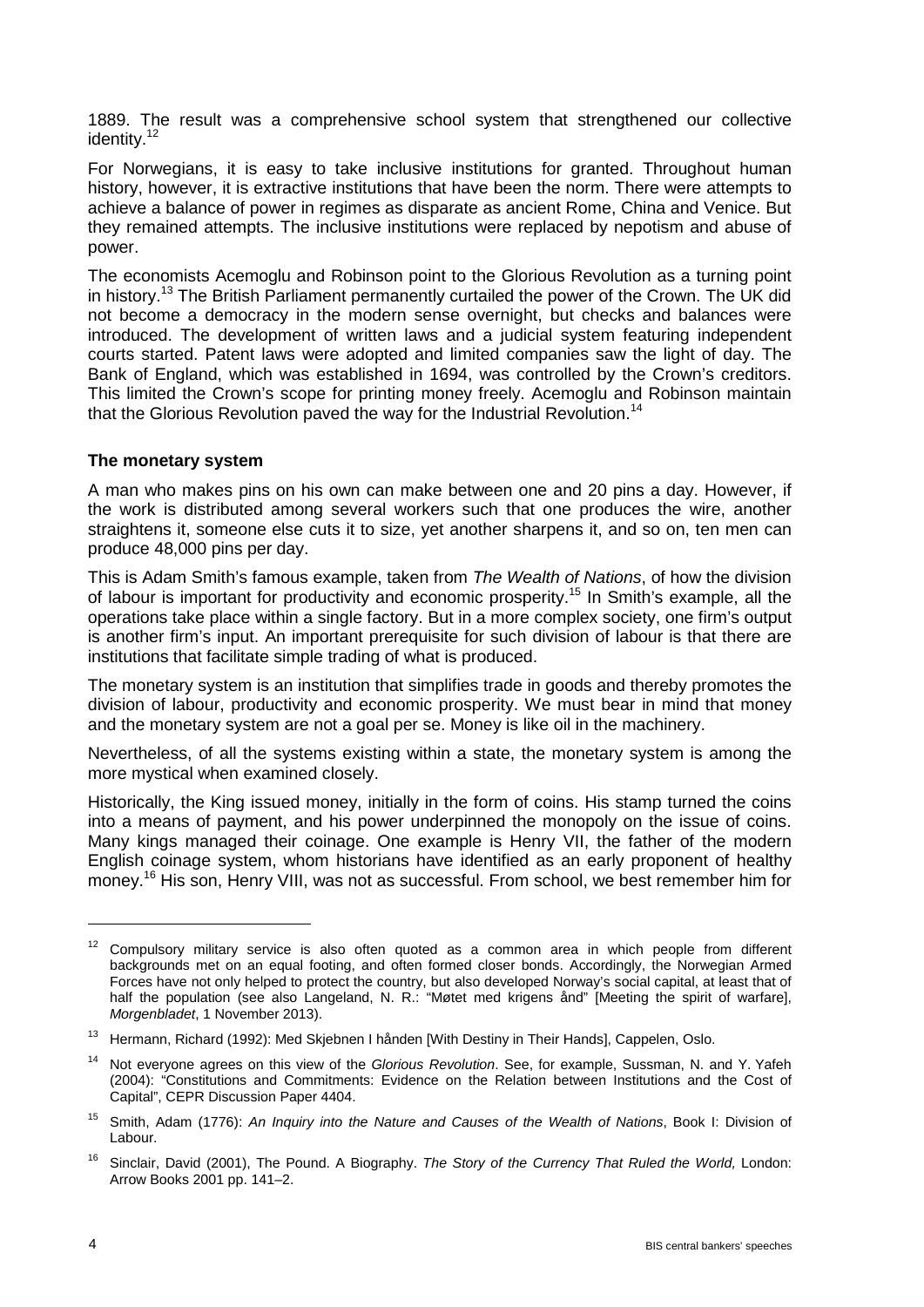1889. The result was a comprehensive school system that strengthened our collective identity.[12]

For Norwegians, it is easy to take inclusive institutions for granted. Throughout human history, however, it is extractive institutions that have been the norm. There were attempts to achieve a balance of power in regimes as disparate as ancient Rome, China and Venice. But they remained attempts. The inclusive institutions were replaced by nepotism and abuse of power.

The economists Acemoglu and Robinson point to the Glorious Revolution as a turning point in history.[13] The British Parliament permanently curtailed the power of the Crown. The UK did not become a democracy in the modern sense overnight, but checks and balances were introduced. The development of written laws and a judicial system featuring independent courts started. Patent laws were adopted and limited companies saw the light of day. The Bank of England, which was established in 1694, was controlled by the Crown's creditors. This limited the Crown's scope for printing money freely. Acemoglu and Robinson maintain that the Glorious Revolution paved the way for the Industrial Revolution.[14]

**The monetary system**

A man who makes pins on his own can make between one and 20 pins a day. However, if the work is distributed among several workers such that one produces the wire, another straightens it, someone else cuts it to size, yet another sharpens it, and so on, ten men can produce 48,000 pins per day.

This is Adam Smith's famous example, taken from *The Wealth of Nations*, of how the division of labour is important for productivity and economic prosperity.[15] In Smith's example, all the operations take place within a single factory. But in a more complex society, one firm's output is another firm's input. An important prerequisite for such division of labour is that there are institutions that facilitate simple trading of what is produced.

The monetary system is an institution that simplifies trade in goods and thereby promotes the division of labour, productivity and economic prosperity. We must bear in mind that money and the monetary system are not a goal per se. Money is like oil in the machinery.

Nevertheless, of all the systems existing within a state, the monetary system is among the more mystical when examined closely.

Historically, the King issued money, initially in the form of coins. His stamp turned the coins into a means of payment, and his power underpinned the monopoly on the issue of coins. Many kings managed their coinage. One example is Henry VII, the father of the modern English coinage system, whom historians have identified as an early proponent of healthy money.[16] His son, Henry VIII, was not as successful. From school, we best remember him for

---

[12] Compulsory military service is also often quoted as a common area in which people from different backgrounds met on an equal footing, and often formed closer bonds. Accordingly, the Norwegian Armed Forces have not only helped to protect the country, but also developed Norway's social capital, at least that of half the population (see also Langeland, N. R.: "Møtet med krigens ånd" [Meeting the spirit of warfare], *Morgenbladet*, 1 November 2013).

[13] Hermann, Richard (1992): Med Skjebnen I hånden [With Destiny in Their Hands], Cappelen, Oslo.

[14] Not everyone agrees on this view of the *Glorious Revolution*. See, for example, Sussman, N. and Y. Yafeh (2004): "Constitutions and Commitments: Evidence on the Relation between Institutions and the Cost of Capital", CEPR Discussion Paper 4404.

[15] Smith, Adam (1776): *An Inquiry into the Nature and Causes of the Wealth of Nations*, Book I: Division of Labour.

[16] Sinclair, David (2001), The Pound. A Biography. *The Story of the Currency That Ruled the World,* London: Arrow Books 2001 pp. 141–2.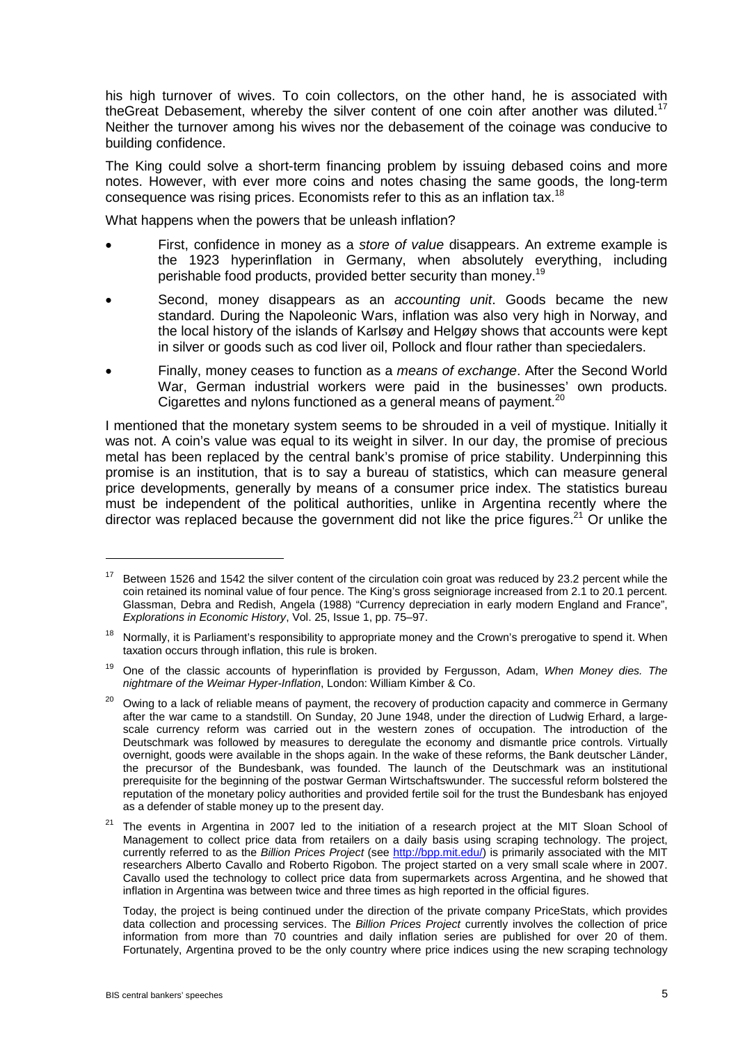his high turnover of wives. To coin collectors, on the other hand, he is associated with theGreat Debasement, whereby the silver content of one coin after another was diluted.[17] Neither the turnover among his wives nor the debasement of the coinage was conducive to building confidence.

The King could solve a short-term financing problem by issuing debased coins and more notes. However, with ever more coins and notes chasing the same goods, the long-term consequence was rising prices. Economists refer to this as an inflation tax.[18]

What happens when the powers that be unleash inflation?

- First, confidence in money as a *store of value* disappears. An extreme example is the 1923 hyperinflation in Germany, when absolutely everything, including perishable food products, provided better security than money.[19]
- Second, money disappears as an *accounting unit*. Goods became the new standard. During the Napoleonic Wars, inflation was also very high in Norway, and the local history of the islands of Karlsøy and Helgøy shows that accounts were kept in silver or goods such as cod liver oil, Pollock and flour rather than speciedalers.
- Finally, money ceases to function as a *means of exchange*. After the Second World War, German industrial workers were paid in the businesses' own products. Cigarettes and nylons functioned as a general means of payment.[20]

I mentioned that the monetary system seems to be shrouded in a veil of mystique. Initially it was not. A coin's value was equal to its weight in silver. In our day, the promise of precious metal has been replaced by the central bank's promise of price stability. Underpinning this promise is an institution, that is to say a bureau of statistics, which can measure general price developments, generally by means of a consumer price index. The statistics bureau must be independent of the political authorities, unlike in Argentina recently where the director was replaced because the government did not like the price figures.[21] Or unlike the

---

[17] Between 1526 and 1542 the silver content of the circulation coin groat was reduced by 23.2 percent while the coin retained its nominal value of four pence. The King's gross seigniorage increased from 2.1 to 20.1 percent. Glassman, Debra and Redish, Angela (1988) "Currency depreciation in early modern England and France", *Explorations in Economic History*, Vol. 25, Issue 1, pp. 75–97.

[18] Normally, it is Parliament's responsibility to appropriate money and the Crown's prerogative to spend it. When taxation occurs through inflation, this rule is broken.

[19] One of the classic accounts of hyperinflation is provided by Fergusson, Adam, *When Money dies. The nightmare of the Weimar Hyper-Inflation*, London: William Kimber & Co.

[20] Owing to a lack of reliable means of payment, the recovery of production capacity and commerce in Germany after the war came to a standstill. On Sunday, 20 June 1948, under the direction of Ludwig Erhard, a large-scale currency reform was carried out in the western zones of occupation. The introduction of the Deutschmark was followed by measures to deregulate the economy and dismantle price controls. Virtually overnight, goods were available in the shops again. In the wake of these reforms, the Bank deutscher Länder, the precursor of the Bundesbank, was founded. The launch of the Deutschmark was an institutional prerequisite for the beginning of the postwar German Wirtschaftswunder. The successful reform bolstered the reputation of the monetary policy authorities and provided fertile soil for the trust the Bundesbank has enjoyed as a defender of stable money up to the present day.

[21] The events in Argentina in 2007 led to the initiation of a research project at the MIT Sloan School of Management to collect price data from retailers on a daily basis using scraping technology. The project, currently referred to as the *Billion Prices Project* (see http://bpp.mit.edu/) is primarily associated with the MIT researchers Alberto Cavallo and Roberto Rigobon. The project started on a very small scale where in 2007. Cavallo used the technology to collect price data from supermarkets across Argentina, and he showed that inflation in Argentina was between twice and three times as high reported in the official figures.

Today, the project is being continued under the direction of the private company PriceStats, which provides data collection and processing services. The *Billion Prices Project* currently involves the collection of price information from more than 70 countries and daily inflation series are published for over 20 of them. Fortunately, Argentina proved to be the only country where price indices using the new scraping technology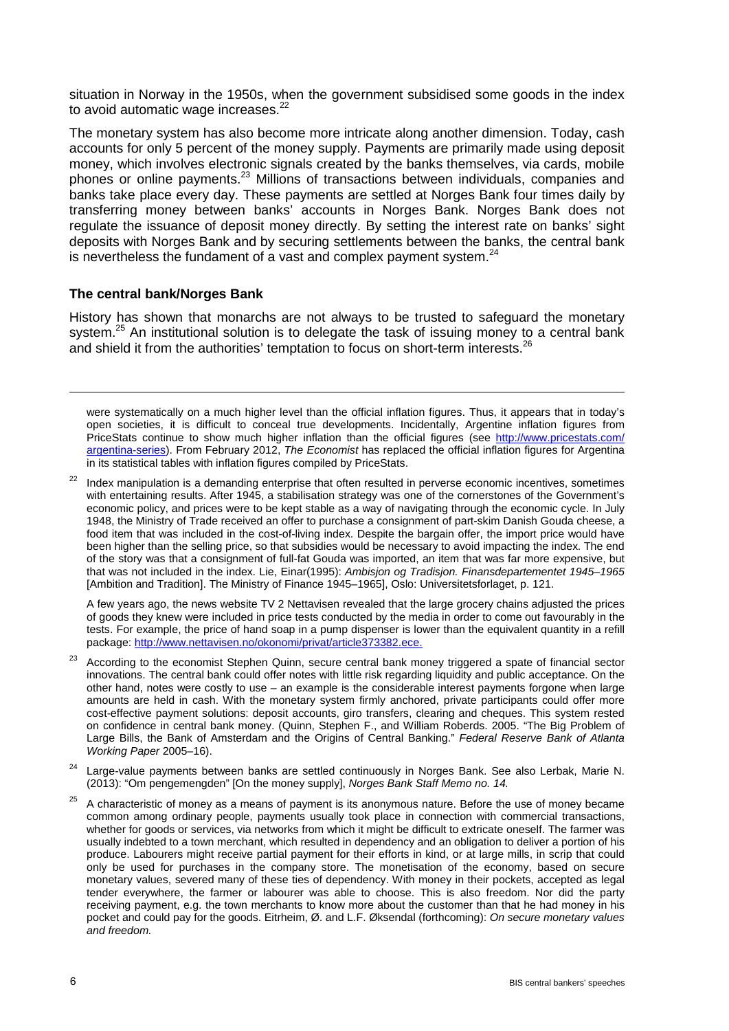situation in Norway in the 1950s, when the government subsidised some goods in the index to avoid automatic wage increases.[22]

The monetary system has also become more intricate along another dimension. Today, cash accounts for only 5 percent of the money supply. Payments are primarily made using deposit money, which involves electronic signals created by the banks themselves, via cards, mobile phones or online payments.[23] Millions of transactions between individuals, companies and banks take place every day. These payments are settled at Norges Bank four times daily by transferring money between banks' accounts in Norges Bank. Norges Bank does not regulate the issuance of deposit money directly. By setting the interest rate on banks' sight deposits with Norges Bank and by securing settlements between the banks, the central bank is nevertheless the fundament of a vast and complex payment system.[24]

### The central bank/Norges Bank

History has shown that monarchs are not always to be trusted to safeguard the monetary system.[25] An institutional solution is to delegate the task of issuing money to a central bank and shield it from the authorities' temptation to focus on short-term interests.[26]

---

were systematically on a much higher level than the official inflation figures. Thus, it appears that in today's open societies, it is difficult to conceal true developments. Incidentally, Argentine inflation figures from PriceStats continue to show much higher inflation than the official figures (see http://www.pricestats.com/argentina-series). From February 2012, *The Economist* has replaced the official inflation figures for Argentina in its statistical tables with inflation figures compiled by PriceStats.

[22] Index manipulation is a demanding enterprise that often resulted in perverse economic incentives, sometimes with entertaining results. After 1945, a stabilisation strategy was one of the cornerstones of the Government's economic policy, and prices were to be kept stable as a way of navigating through the economic cycle. In July 1948, the Ministry of Trade received an offer to purchase a consignment of part-skim Danish Gouda cheese, a food item that was included in the cost-of-living index. Despite the bargain offer, the import price would have been higher than the selling price, so that subsidies would be necessary to avoid impacting the index. The end of the story was that a consignment of full-fat Gouda was imported, an item that was far more expensive, but that was not included in the index. Lie, Einar(1995): *Ambisjon og Tradisjon. Finansdepartementet 1945–1965* [Ambition and Tradition]. The Ministry of Finance 1945–1965], Oslo: Universitetsforlaget, p. 121.

A few years ago, the news website TV 2 Nettavisen revealed that the large grocery chains adjusted the prices of goods they knew were included in price tests conducted by the media in order to come out favourably in the tests. For example, the price of hand soap in a pump dispenser is lower than the equivalent quantity in a refill package: http://www.nettavisen.no/okonomi/privat/article373382.ece.

[23] According to the economist Stephen Quinn, secure central bank money triggered a spate of financial sector innovations. The central bank could offer notes with little risk regarding liquidity and public acceptance. On the other hand, notes were costly to use – an example is the considerable interest payments forgone when large amounts are held in cash. With the monetary system firmly anchored, private participants could offer more cost-effective payment solutions: deposit accounts, giro transfers, clearing and cheques. This system rested on confidence in central bank money. (Quinn, Stephen F., and William Roberds. 2005. "The Big Problem of Large Bills, the Bank of Amsterdam and the Origins of Central Banking." *Federal Reserve Bank of Atlanta Working Paper* 2005–16).

[24] Large-value payments between banks are settled continuously in Norges Bank. See also Lerbak, Marie N. (2013): "Om pengemengden" [On the money supply], *Norges Bank Staff Memo no. 14.*

[25] A characteristic of money as a means of payment is its anonymous nature. Before the use of money became common among ordinary people, payments usually took place in connection with commercial transactions, whether for goods or services, via networks from which it might be difficult to extricate oneself. The farmer was usually indebted to a town merchant, which resulted in dependency and an obligation to deliver a portion of his produce. Labourers might receive partial payment for their efforts in kind, or at large mills, in scrip that could only be used for purchases in the company store. The monetisation of the economy, based on secure monetary values, severed many of these ties of dependency. With money in their pockets, accepted as legal tender everywhere, the farmer or labourer was able to choose. This is also freedom. Nor did the party receiving payment, e.g. the town merchants to know more about the customer than that he had money in his pocket and could pay for the goods. Eitrheim, Ø. and L.F. Øksendal (forthcoming): *On secure monetary values and freedom.*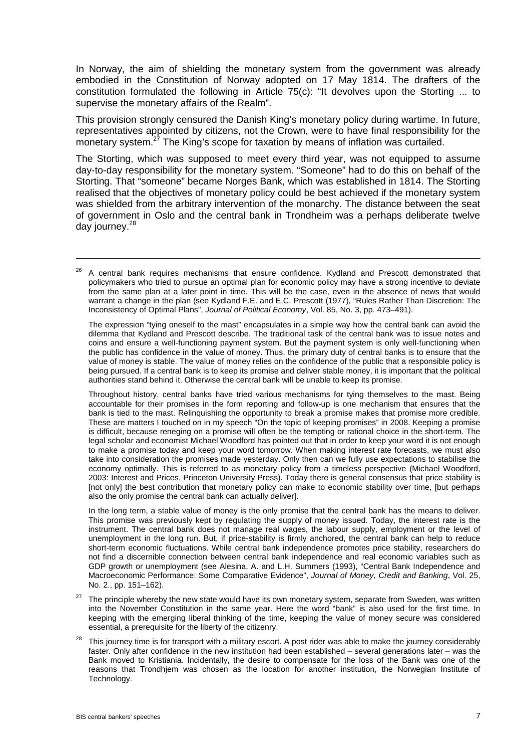In Norway, the aim of shielding the monetary system from the government was already embodied in the Constitution of Norway adopted on 17 May 1814. The drafters of the constitution formulated the following in Article 75(c): "It devolves upon the Storting ... to supervise the monetary affairs of the Realm".

This provision strongly censured the Danish King's monetary policy during wartime. In future, representatives appointed by citizens, not the Crown, were to have final responsibility for the monetary system.[27] The King's scope for taxation by means of inflation was curtailed.

The Storting, which was supposed to meet every third year, was not equipped to assume day-to-day responsibility for the monetary system. "Someone" had to do this on behalf of the Storting. That "someone" became Norges Bank, which was established in 1814. The Storting realised that the objectives of monetary policy could be best achieved if the monetary system was shielded from the arbitrary intervention of the monarchy. The distance between the seat of government in Oslo and the central bank in Trondheim was a perhaps deliberate twelve day journey.[28]

---

[26] A central bank requires mechanisms that ensure confidence. Kydland and Prescott demonstrated that policymakers who tried to pursue an optimal plan for economic policy may have a strong incentive to deviate from the same plan at a later point in time. This will be the case, even in the absence of news that would warrant a change in the plan (see Kydland F.E. and E.C. Prescott (1977), "Rules Rather Than Discretion: The Inconsistency of Optimal Plans", *Journal of Political Economy*, Vol. 85, No. 3, pp. 473–491).

The expression "tying oneself to the mast" encapsulates in a simple way how the central bank can avoid the dilemma that Kydland and Prescott describe. The traditional task of the central bank was to issue notes and coins and ensure a well-functioning payment system. But the payment system is only well-functioning when the public has confidence in the value of money. Thus, the primary duty of central banks is to ensure that the value of money is stable. The value of money relies on the confidence of the public that a responsible policy is being pursued. If a central bank is to keep its promise and deliver stable money, it is important that the political authorities stand behind it. Otherwise the central bank will be unable to keep its promise.

Throughout history, central banks have tried various mechanisms for tying themselves to the mast. Being accountable for their promises in the form reporting and follow-up is one mechanism that ensures that the bank is tied to the mast. Relinquishing the opportunity to break a promise makes that promise more credible. These are matters I touched on in my speech "On the topic of keeping promises" in 2008. Keeping a promise is difficult, because reneging on a promise will often be the tempting or rational choice in the short-term. The legal scholar and economist Michael Woodford has pointed out that in order to keep your word it is not enough to make a promise today and keep your word tomorrow. When making interest rate forecasts, we must also take into consideration the promises made yesterday. Only then can we fully use expectations to stabilise the economy optimally. This is referred to as monetary policy from a timeless perspective (Michael Woodford, 2003: Interest and Prices, Princeton University Press). Today there is general consensus that price stability is [not only] the best contribution that monetary policy can make to economic stability over time, [but perhaps also the only promise the central bank can actually deliver].

In the long term, a stable value of money is the only promise that the central bank has the means to deliver. This promise was previously kept by regulating the supply of money issued. Today, the interest rate is the instrument. The central bank does not manage real wages, the labour supply, employment or the level of unemployment in the long run. But, if price-stability is firmly anchored, the central bank can help to reduce short-term economic fluctuations. While central bank independence promotes price stability, researchers do not find a discernible connection between central bank independence and real economic variables such as GDP growth or unemployment (see Alesina, A. and L.H. Summers (1993), "Central Bank Independence and Macroeconomic Performance: Some Comparative Evidence", *Journal of Money, Credit and Banking*, Vol. 25, No. 2., pp. 151–162).

[27] The principle whereby the new state would have its own monetary system, separate from Sweden, was written into the November Constitution in the same year. Here the word "bank" is also used for the first time. In keeping with the emerging liberal thinking of the time, keeping the value of money secure was considered essential, a prerequisite for the liberty of the citizenry.

[28] This journey time is for transport with a military escort. A post rider was able to make the journey considerably faster. Only after confidence in the new institution had been established – several generations later – was the Bank moved to Kristiania. Incidentally, the desire to compensate for the loss of the Bank was one of the reasons that Trondhjem was chosen as the location for another institution, the Norwegian Institute of Technology.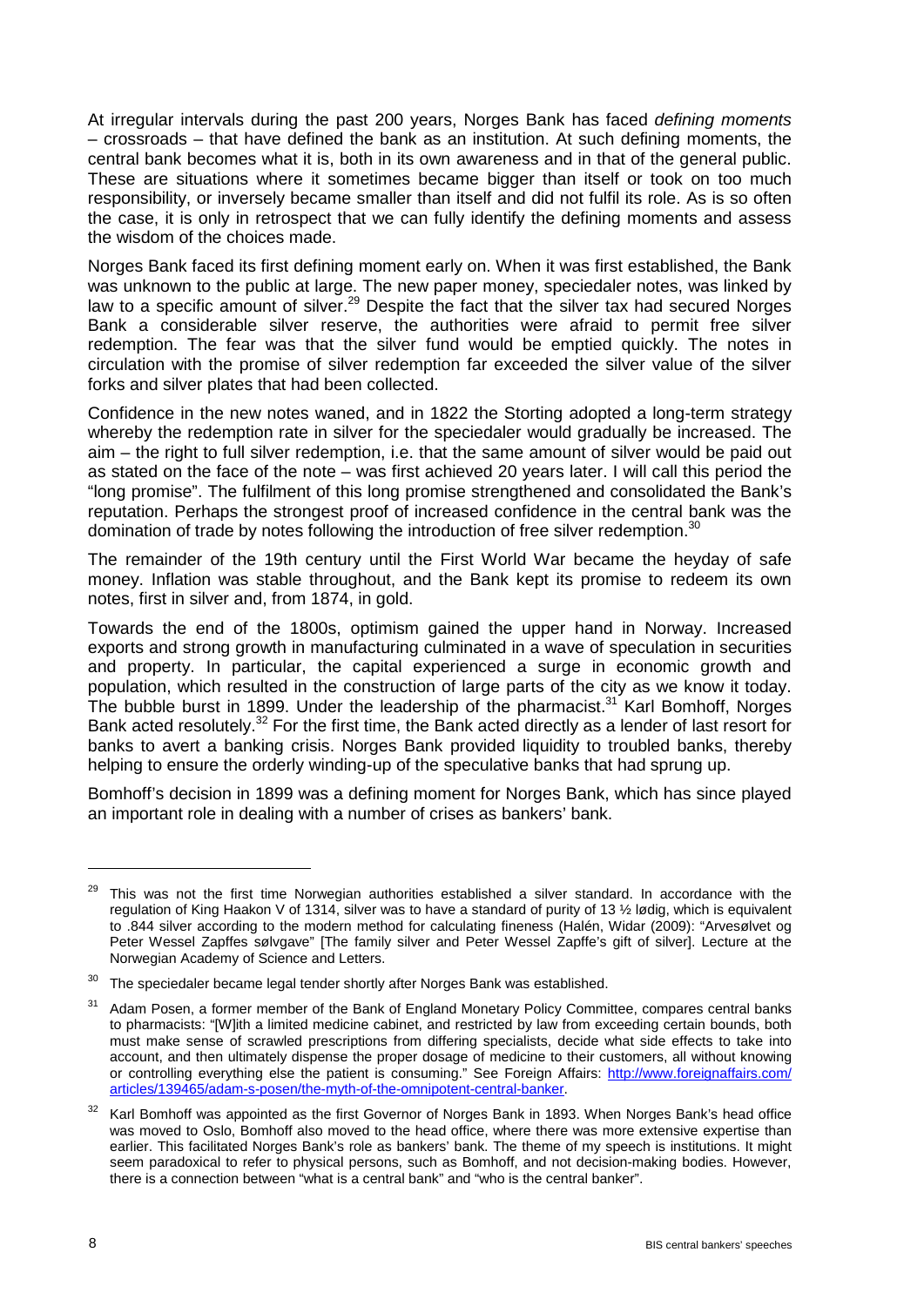At irregular intervals during the past 200 years, Norges Bank has faced *defining moments* – crossroads – that have defined the bank as an institution. At such defining moments, the central bank becomes what it is, both in its own awareness and in that of the general public. These are situations where it sometimes became bigger than itself or took on too much responsibility, or inversely became smaller than itself and did not fulfil its role. As is so often the case, it is only in retrospect that we can fully identify the defining moments and assess the wisdom of the choices made.

Norges Bank faced its first defining moment early on. When it was first established, the Bank was unknown to the public at large. The new paper money, speciedaler notes, was linked by law to a specific amount of silver.[29] Despite the fact that the silver tax had secured Norges Bank a considerable silver reserve, the authorities were afraid to permit free silver redemption. The fear was that the silver fund would be emptied quickly. The notes in circulation with the promise of silver redemption far exceeded the silver value of the silver forks and silver plates that had been collected.

Confidence in the new notes waned, and in 1822 the Storting adopted a long-term strategy whereby the redemption rate in silver for the speciedaler would gradually be increased. The aim – the right to full silver redemption, i.e. that the same amount of silver would be paid out as stated on the face of the note – was first achieved 20 years later. I will call this period the "long promise". The fulfilment of this long promise strengthened and consolidated the Bank's reputation. Perhaps the strongest proof of increased confidence in the central bank was the domination of trade by notes following the introduction of free silver redemption.[30]

The remainder of the 19th century until the First World War became the heyday of safe money. Inflation was stable throughout, and the Bank kept its promise to redeem its own notes, first in silver and, from 1874, in gold.

Towards the end of the 1800s, optimism gained the upper hand in Norway. Increased exports and strong growth in manufacturing culminated in a wave of speculation in securities and property. In particular, the capital experienced a surge in economic growth and population, which resulted in the construction of large parts of the city as we know it today. The bubble burst in 1899. Under the leadership of the pharmacist.[31] Karl Bomhoff, Norges Bank acted resolutely.[32] For the first time, the Bank acted directly as a lender of last resort for banks to avert a banking crisis. Norges Bank provided liquidity to troubled banks, thereby helping to ensure the orderly winding-up of the speculative banks that had sprung up.

Bomhoff's decision in 1899 was a defining moment for Norges Bank, which has since played an important role in dealing with a number of crises as bankers' bank.

---

[29] This was not the first time Norwegian authorities established a silver standard. In accordance with the regulation of King Haakon V of 1314, silver was to have a standard of purity of 13 ½ lødig, which is equivalent to .844 silver according to the modern method for calculating fineness (Halén, Widar (2009): "Arvesølvet og Peter Wessel Zapffes sølvgave" [The family silver and Peter Wessel Zapffe's gift of silver]. Lecture at the Norwegian Academy of Science and Letters.

[30] The speciedaler became legal tender shortly after Norges Bank was established.

[31] Adam Posen, a former member of the Bank of England Monetary Policy Committee, compares central banks to pharmacists: "[W]ith a limited medicine cabinet, and restricted by law from exceeding certain bounds, both must make sense of scrawled prescriptions from differing specialists, decide what side effects to take into account, and then ultimately dispense the proper dosage of medicine to their customers, all without knowing or controlling everything else the patient is consuming." See Foreign Affairs: http://www.foreignaffairs.com/articles/139465/adam-s-posen/the-myth-of-the-omnipotent-central-banker.

[32] Karl Bomhoff was appointed as the first Governor of Norges Bank in 1893. When Norges Bank's head office was moved to Oslo, Bomhoff also moved to the head office, where there was more extensive expertise than earlier. This facilitated Norges Bank's role as bankers' bank. The theme of my speech is institutions. It might seem paradoxical to refer to physical persons, such as Bomhoff, and not decision-making bodies. However, there is a connection between "what is a central bank" and "who is the central banker".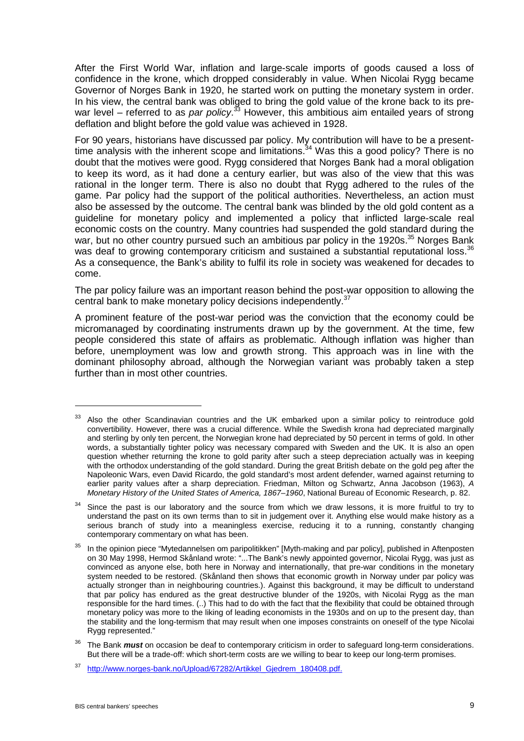After the First World War, inflation and large-scale imports of goods caused a loss of confidence in the krone, which dropped considerably in value. When Nicolai Rygg became Governor of Norges Bank in 1920, he started work on putting the monetary system in order. In his view, the central bank was obliged to bring the gold value of the krone back to its pre-war level – referred to as *par policy*.[33] However, this ambitious aim entailed years of strong deflation and blight before the gold value was achieved in 1928.

For 90 years, historians have discussed par policy. My contribution will have to be a present-time analysis with the inherent scope and limitations.[34] Was this a good policy? There is no doubt that the motives were good. Rygg considered that Norges Bank had a moral obligation to keep its word, as it had done a century earlier, but was also of the view that this was rational in the longer term. There is also no doubt that Rygg adhered to the rules of the game. Par policy had the support of the political authorities. Nevertheless, an action must also be assessed by the outcome. The central bank was blinded by the old gold content as a guideline for monetary policy and implemented a policy that inflicted large-scale real economic costs on the country. Many countries had suspended the gold standard during the war, but no other country pursued such an ambitious par policy in the 1920s.[35] Norges Bank was deaf to growing contemporary criticism and sustained a substantial reputational loss.[36] As a consequence, the Bank's ability to fulfil its role in society was weakened for decades to come.

The par policy failure was an important reason behind the post-war opposition to allowing the central bank to make monetary policy decisions independently.[37]

A prominent feature of the post-war period was the conviction that the economy could be micromanaged by coordinating instruments drawn up by the government. At the time, few people considered this state of affairs as problematic. Although inflation was higher than before, unemployment was low and growth strong. This approach was in line with the dominant philosophy abroad, although the Norwegian variant was probably taken a step further than in most other countries.

---

[33] Also the other Scandinavian countries and the UK embarked upon a similar policy to reintroduce gold convertibility. However, there was a crucial difference. While the Swedish krona had depreciated marginally and sterling by only ten percent, the Norwegian krone had depreciated by 50 percent in terms of gold. In other words, a substantially tighter policy was necessary compared with Sweden and the UK. It is also an open question whether returning the krone to gold parity after such a steep depreciation actually was in keeping with the orthodox understanding of the gold standard. During the great British debate on the gold peg after the Napoleonic Wars, even David Ricardo, the gold standard's most ardent defender, warned against returning to earlier parity values after a sharp depreciation. Friedman, Milton og Schwartz, Anna Jacobson (1963), *A Monetary History of the United States of America, 1867–1960*, National Bureau of Economic Research, p. 82.

[34] Since the past is our laboratory and the source from which we draw lessons, it is more fruitful to try to understand the past on its own terms than to sit in judgement over it. Anything else would make history as a serious branch of study into a meaningless exercise, reducing it to a running, constantly changing contemporary commentary on what has been.

[35] In the opinion piece "Mytedannelsen om paripolitikken" [Myth-making and par policy], published in Aftenposten on 30 May 1998, Hermod Skånland wrote: "...The Bank's newly appointed governor, Nicolai Rygg, was just as convinced as anyone else, both here in Norway and internationally, that pre-war conditions in the monetary system needed to be restored. (Skånland then shows that economic growth in Norway under par policy was actually stronger than in neighbouring countries.). Against this background, it may be difficult to understand that par policy has endured as the great destructive blunder of the 1920s, with Nicolai Rygg as the man responsible for the hard times. (..) This had to do with the fact that the flexibility that could be obtained through monetary policy was more to the liking of leading economists in the 1930s and on up to the present day, than the stability and the long-termism that may result when one imposes constraints on oneself of the type Nicolai Rygg represented."

[36] The Bank ***must*** on occasion be deaf to contemporary criticism in order to safeguard long-term considerations. But there will be a trade-off: which short-term costs are we willing to bear to keep our long-term promises.

[37] http://www.norges-bank.no/Upload/67282/Artikkel_Gjedrem_180408.pdf.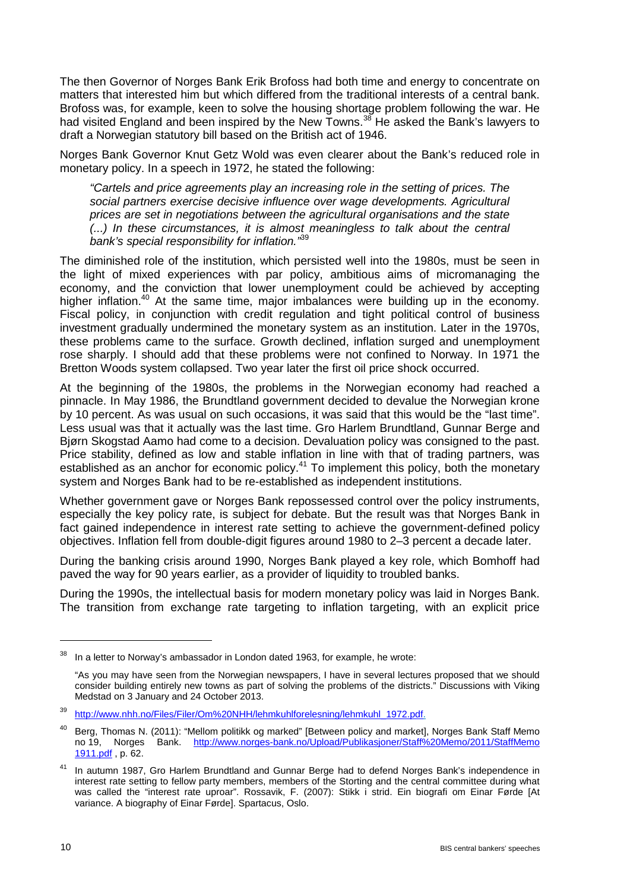The then Governor of Norges Bank Erik Brofoss had both time and energy to concentrate on matters that interested him but which differed from the traditional interests of a central bank. Brofoss was, for example, keen to solve the housing shortage problem following the war. He had visited England and been inspired by the New Towns.[38] He asked the Bank's lawyers to draft a Norwegian statutory bill based on the British act of 1946.

Norges Bank Governor Knut Getz Wold was even clearer about the Bank's reduced role in monetary policy. In a speech in 1972, he stated the following:

> *"Cartels and price agreements play an increasing role in the setting of prices. The social partners exercise decisive influence over wage developments. Agricultural prices are set in negotiations between the agricultural organisations and the state (...) In these circumstances, it is almost meaningless to talk about the central bank's special responsibility for inflation."*[39]

The diminished role of the institution, which persisted well into the 1980s, must be seen in the light of mixed experiences with par policy, ambitious aims of micromanaging the economy, and the conviction that lower unemployment could be achieved by accepting higher inflation.[40] At the same time, major imbalances were building up in the economy. Fiscal policy, in conjunction with credit regulation and tight political control of business investment gradually undermined the monetary system as an institution. Later in the 1970s, these problems came to the surface. Growth declined, inflation surged and unemployment rose sharply. I should add that these problems were not confined to Norway. In 1971 the Bretton Woods system collapsed. Two year later the first oil price shock occurred.

At the beginning of the 1980s, the problems in the Norwegian economy had reached a pinnacle. In May 1986, the Brundtland government decided to devalue the Norwegian krone by 10 percent. As was usual on such occasions, it was said that this would be the "last time". Less usual was that it actually was the last time. Gro Harlem Brundtland, Gunnar Berge and Bjørn Skogstad Aamo had come to a decision. Devaluation policy was consigned to the past. Price stability, defined as low and stable inflation in line with that of trading partners, was established as an anchor for economic policy.[41] To implement this policy, both the monetary system and Norges Bank had to be re-established as independent institutions.

Whether government gave or Norges Bank repossessed control over the policy instruments, especially the key policy rate, is subject for debate. But the result was that Norges Bank in fact gained independence in interest rate setting to achieve the government-defined policy objectives. Inflation fell from double-digit figures around 1980 to 2–3 percent a decade later.

During the banking crisis around 1990, Norges Bank played a key role, which Bomhoff had paved the way for 90 years earlier, as a provider of liquidity to troubled banks.

During the 1990s, the intellectual basis for modern monetary policy was laid in Norges Bank. The transition from exchange rate targeting to inflation targeting, with an explicit price

---

[38] In a letter to Norway's ambassador in London dated 1963, for example, he wrote:

"As you may have seen from the Norwegian newspapers, I have in several lectures proposed that we should consider building entirely new towns as part of solving the problems of the districts." Discussions with Viking Medstad on 3 January and 24 October 2013.

[39] http://www.nhh.no/Files/Filer/Om%20NHH/lehmkuhlforelesning/lehmkuhl_1972.pdf.

[40] Berg, Thomas N. (2011): "Mellom politikk og marked" [Between policy and market], Norges Bank Staff Memo no 19, Norges Bank. http://www.norges-bank.no/Upload/Publikasjoner/Staff%20Memo/2011/StaffMemo1911.pdf , p. 62.

[41] In autumn 1987, Gro Harlem Brundtland and Gunnar Berge had to defend Norges Bank's independence in interest rate setting to fellow party members, members of the Storting and the central committee during what was called the "interest rate uproar". Rossavik, F. (2007): Stikk i strid. Ein biografi om Einar Førde [At variance. A biography of Einar Førde]. Spartacus, Oslo.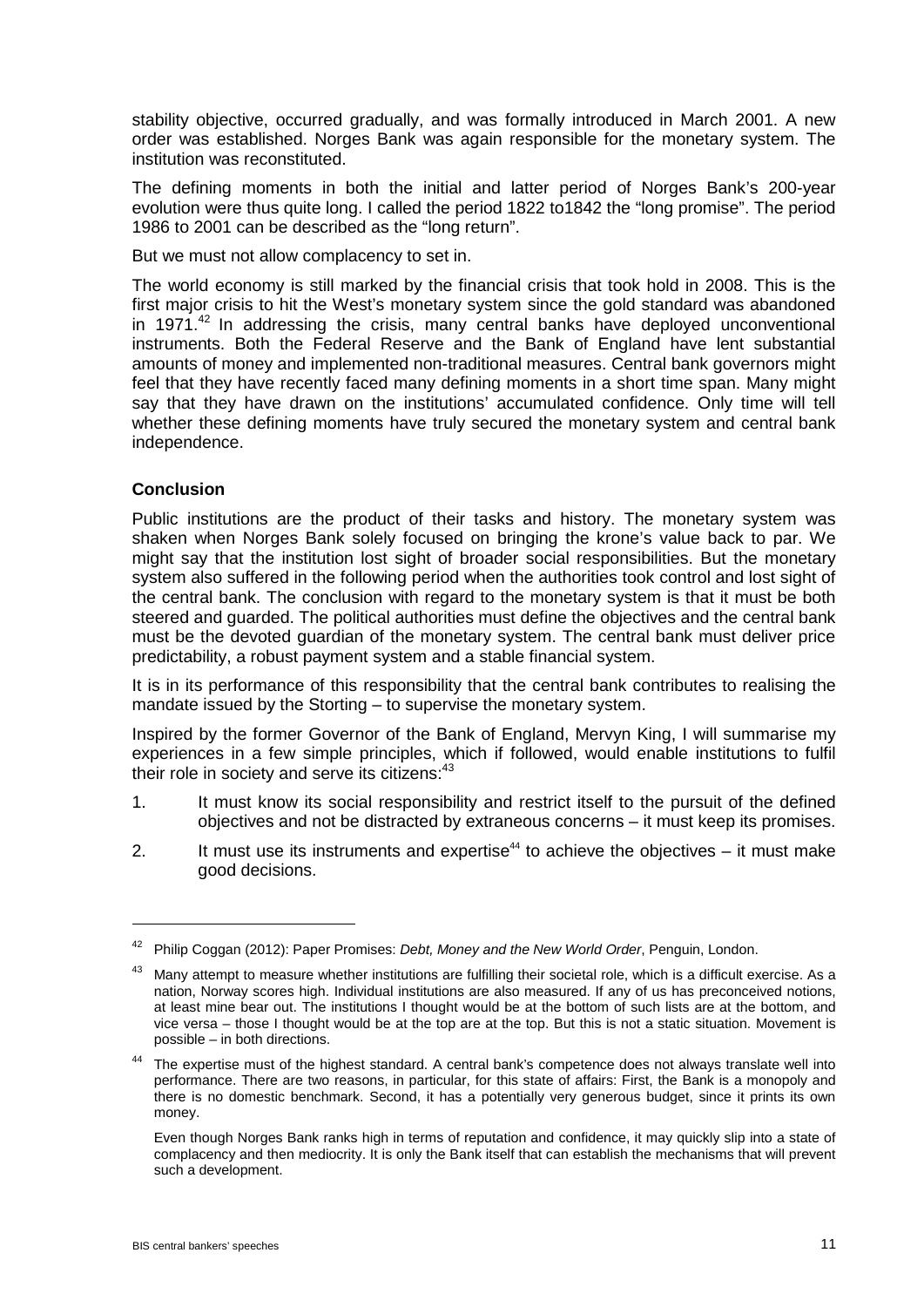stability objective, occurred gradually, and was formally introduced in March 2001. A new order was established. Norges Bank was again responsible for the monetary system. The institution was reconstituted.

The defining moments in both the initial and latter period of Norges Bank's 200-year evolution were thus quite long. I called the period 1822 to1842 the "long promise". The period 1986 to 2001 can be described as the "long return".

But we must not allow complacency to set in.

The world economy is still marked by the financial crisis that took hold in 2008. This is the first major crisis to hit the West's monetary system since the gold standard was abandoned in 1971.[42] In addressing the crisis, many central banks have deployed unconventional instruments. Both the Federal Reserve and the Bank of England have lent substantial amounts of money and implemented non-traditional measures. Central bank governors might feel that they have recently faced many defining moments in a short time span. Many might say that they have drawn on the institutions' accumulated confidence. Only time will tell whether these defining moments have truly secured the monetary system and central bank independence.

### Conclusion

Public institutions are the product of their tasks and history. The monetary system was shaken when Norges Bank solely focused on bringing the krone's value back to par. We might say that the institution lost sight of broader social responsibilities. But the monetary system also suffered in the following period when the authorities took control and lost sight of the central bank. The conclusion with regard to the monetary system is that it must be both steered and guarded. The political authorities must define the objectives and the central bank must be the devoted guardian of the monetary system. The central bank must deliver price predictability, a robust payment system and a stable financial system.

It is in its performance of this responsibility that the central bank contributes to realising the mandate issued by the Storting – to supervise the monetary system.

Inspired by the former Governor of the Bank of England, Mervyn King, I will summarise my experiences in a few simple principles, which if followed, would enable institutions to fulfil their role in society and serve its citizens:[43]

1. It must know its social responsibility and restrict itself to the pursuit of the defined objectives and not be distracted by extraneous concerns – it must keep its promises.
2. It must use its instruments and expertise[44] to achieve the objectives – it must make good decisions.

---

[42] Philip Coggan (2012): Paper Promises: *Debt, Money and the New World Order*, Penguin, London.

[43] Many attempt to measure whether institutions are fulfilling their societal role, which is a difficult exercise. As a nation, Norway scores high. Individual institutions are also measured. If any of us has preconceived notions, at least mine bear out. The institutions I thought would be at the bottom of such lists are at the bottom, and vice versa – those I thought would be at the top are at the top. But this is not a static situation. Movement is possible – in both directions.

[44] The expertise must of the highest standard. A central bank's competence does not always translate well into performance. There are two reasons, in particular, for this state of affairs: First, the Bank is a monopoly and there is no domestic benchmark. Second, it has a potentially very generous budget, since it prints its own money.

Even though Norges Bank ranks high in terms of reputation and confidence, it may quickly slip into a state of complacency and then mediocrity. It is only the Bank itself that can establish the mechanisms that will prevent such a development.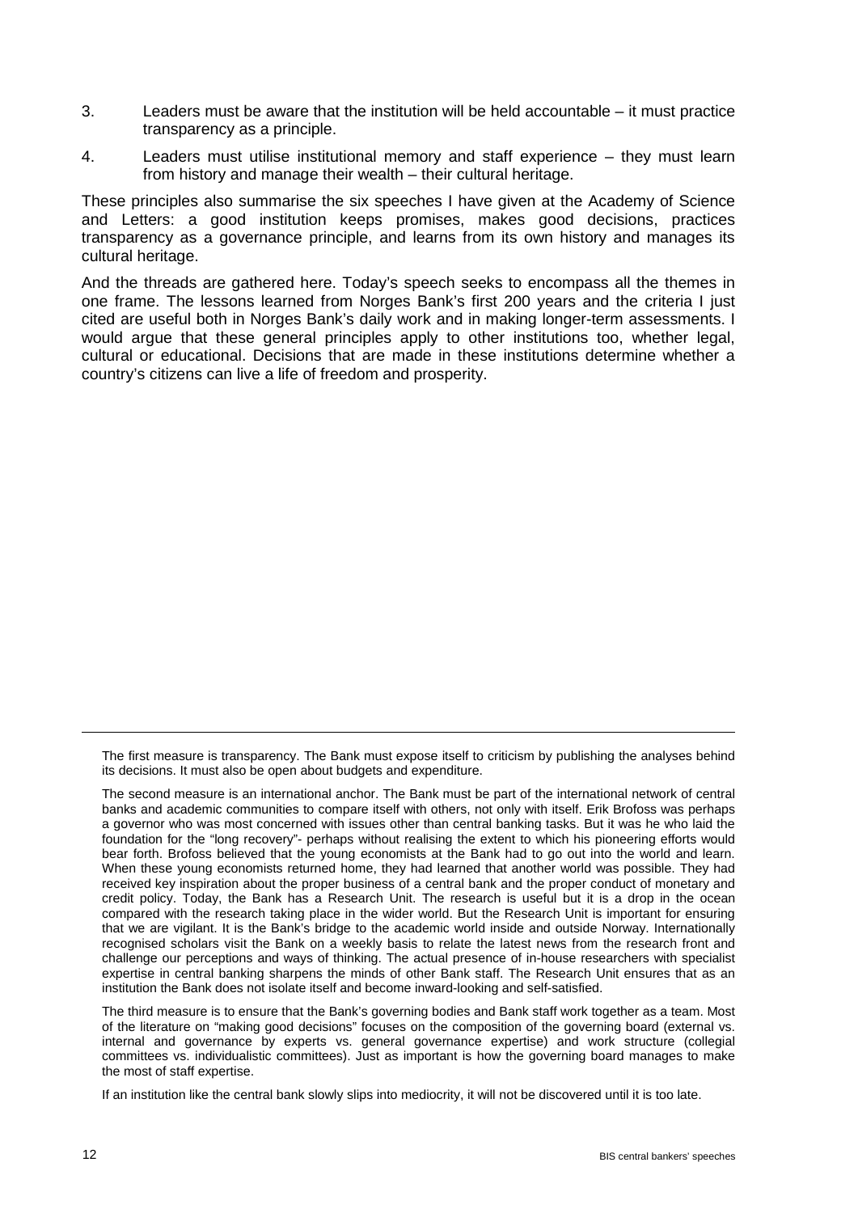3. Leaders must be aware that the institution will be held accountable – it must practice transparency as a principle.

4. Leaders must utilise institutional memory and staff experience – they must learn from history and manage their wealth – their cultural heritage.

These principles also summarise the six speeches I have given at the Academy of Science and Letters: a good institution keeps promises, makes good decisions, practices transparency as a governance principle, and learns from its own history and manages its cultural heritage.

And the threads are gathered here. Today's speech seeks to encompass all the themes in one frame. The lessons learned from Norges Bank's first 200 years and the criteria I just cited are useful both in Norges Bank's daily work and in making longer-term assessments. I would argue that these general principles apply to other institutions too, whether legal, cultural or educational. Decisions that are made in these institutions determine whether a country's citizens can live a life of freedom and prosperity.

---

The first measure is transparency. The Bank must expose itself to criticism by publishing the analyses behind its decisions. It must also be open about budgets and expenditure.

The second measure is an international anchor. The Bank must be part of the international network of central banks and academic communities to compare itself with others, not only with itself. Erik Brofoss was perhaps a governor who was most concerned with issues other than central banking tasks. But it was he who laid the foundation for the "long recovery"- perhaps without realising the extent to which his pioneering efforts would bear forth. Brofoss believed that the young economists at the Bank had to go out into the world and learn. When these young economists returned home, they had learned that another world was possible. They had received key inspiration about the proper business of a central bank and the proper conduct of monetary and credit policy. Today, the Bank has a Research Unit. The research is useful but it is a drop in the ocean compared with the research taking place in the wider world. But the Research Unit is important for ensuring that we are vigilant. It is the Bank's bridge to the academic world inside and outside Norway. Internationally recognised scholars visit the Bank on a weekly basis to relate the latest news from the research front and challenge our perceptions and ways of thinking. The actual presence of in-house researchers with specialist expertise in central banking sharpens the minds of other Bank staff. The Research Unit ensures that as an institution the Bank does not isolate itself and become inward-looking and self-satisfied.

The third measure is to ensure that the Bank's governing bodies and Bank staff work together as a team. Most of the literature on "making good decisions" focuses on the composition of the governing board (external vs. internal and governance by experts vs. general governance expertise) and work structure (collegial committees vs. individualistic committees). Just as important is how the governing board manages to make the most of staff expertise.

If an institution like the central bank slowly slips into mediocrity, it will not be discovered until it is too late.